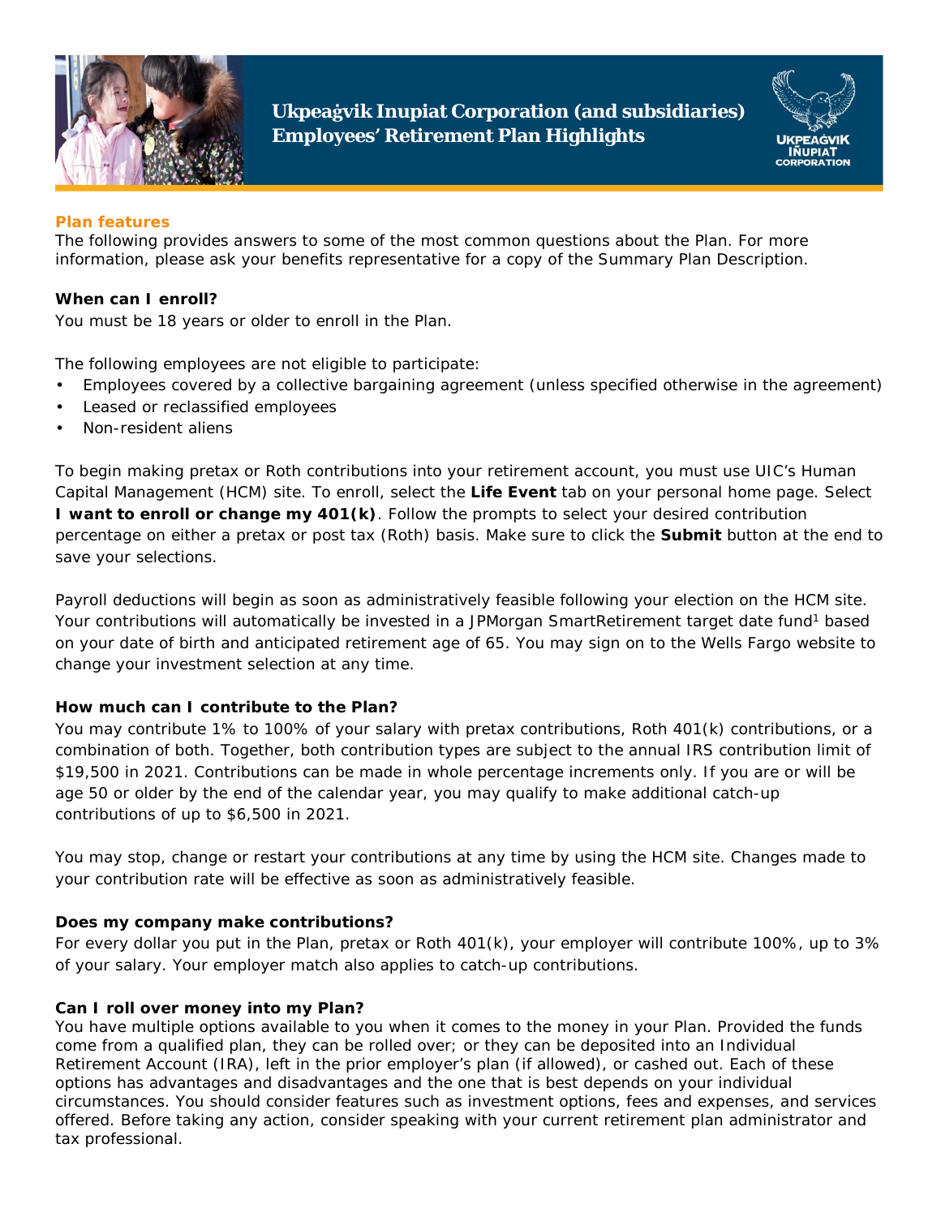# Ukpeaġvik Inupiat Corporation (and subsidiaries) Employees' Retirement Plan Highlights

## Plan features

The following provides answers to some of the most common questions about the Plan. For more information, please ask your benefits representative for a copy of the Summary Plan Description.

### When can I enroll?

You must be 18 years or older to enroll in the Plan.

The following employees are not eligible to participate:

- Employees covered by a collective bargaining agreement (unless specified otherwise in the agreement)
- Leased or reclassified employees
- Non-resident aliens

To begin making pretax or Roth contributions into your retirement account, you must use UIC's Human Capital Management (HCM) site. To enroll, select the **Life Event** tab on your personal home page. Select **I want to enroll or change my 401(k)**. Follow the prompts to select your desired contribution percentage on either a pretax or post tax (Roth) basis. Make sure to click the **Submit** button at the end to save your selections.

Payroll deductions will begin as soon as administratively feasible following your election on the HCM site. Your contributions will automatically be invested in a JPMorgan SmartRetirement target date fund[1] based on your date of birth and anticipated retirement age of 65. You may sign on to the Wells Fargo website to change your investment selection at any time.

### How much can I contribute to the Plan?

You may contribute 1% to 100% of your salary with pretax contributions, Roth 401(k) contributions, or a combination of both. Together, both contribution types are subject to the annual IRS contribution limit of $19,500 in 2021. Contributions can be made in whole percentage increments only. If you are or will be age 50 or older by the end of the calendar year, you may qualify to make additional catch-up contributions of up to $6,500 in 2021.

You may stop, change or restart your contributions at any time by using the HCM site. Changes made to your contribution rate will be effective as soon as administratively feasible.

### Does my company make contributions?

For every dollar you put in the Plan, pretax or Roth 401(k), your employer will contribute 100%, up to 3% of your salary. Your employer match also applies to catch-up contributions.

### Can I roll over money into my Plan?

You have multiple options available to you when it comes to the money in your Plan. Provided the funds come from a qualified plan, they can be rolled over; or they can be deposited into an Individual Retirement Account (IRA), left in the prior employer's plan (if allowed), or cashed out. Each of these options has advantages and disadvantages and the one that is best depends on your individual circumstances. You should consider features such as investment options, fees and expenses, and services offered. Before taking any action, consider speaking with your current retirement plan administrator and tax professional.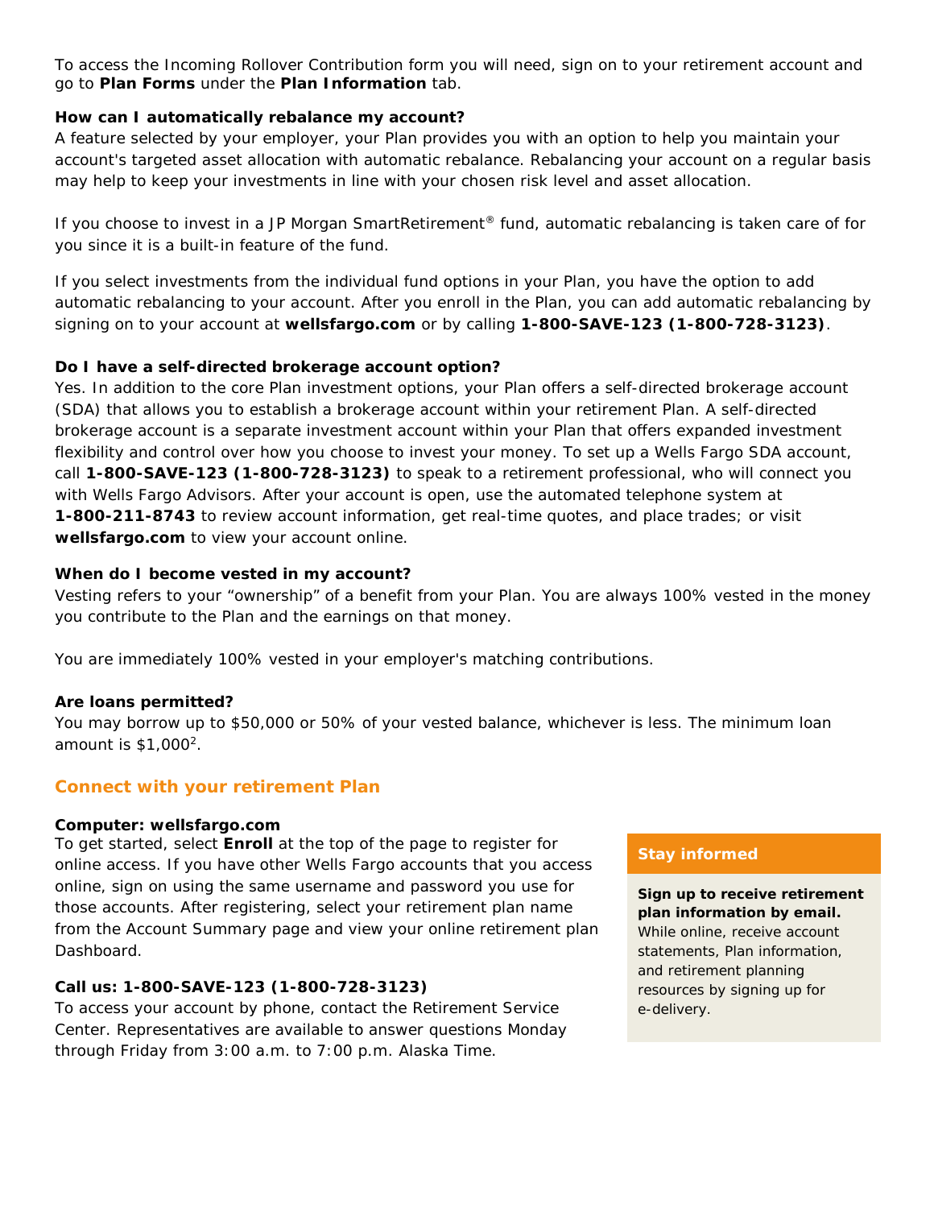To access the Incoming Rollover Contribution form you will need, sign on to your retirement account and go to **Plan Forms** under the **Plan Information** tab.

**How can I automatically rebalance my account?**

A feature selected by your employer, your Plan provides you with an option to help you maintain your account's targeted asset allocation with automatic rebalance. Rebalancing your account on a regular basis may help to keep your investments in line with your chosen risk level and asset allocation.

If you choose to invest in a JP Morgan SmartRetirement® fund, automatic rebalancing is taken care of for you since it is a built-in feature of the fund.

If you select investments from the individual fund options in your Plan, you have the option to add automatic rebalancing to your account. After you enroll in the Plan, you can add automatic rebalancing by signing on to your account at **wellsfargo.com** or by calling **1-800-SAVE-123 (1-800-728-3123)**.

**Do I have a self-directed brokerage account option?**

Yes. In addition to the core Plan investment options, your Plan offers a self-directed brokerage account (SDA) that allows you to establish a brokerage account within your retirement Plan. A self-directed brokerage account is a separate investment account within your Plan that offers expanded investment flexibility and control over how you choose to invest your money. To set up a Wells Fargo SDA account, call **1-800-SAVE-123 (1-800-728-3123)** to speak to a retirement professional, who will connect you with Wells Fargo Advisors. After your account is open, use the automated telephone system at **1-800-211-8743** to review account information, get real-time quotes, and place trades; or visit **wellsfargo.com** to view your account online.

**When do I become vested in my account?**

Vesting refers to your "ownership" of a benefit from your Plan. You are always 100% vested in the money you contribute to the Plan and the earnings on that money.

You are immediately 100% vested in your employer's matching contributions.

**Are loans permitted?**

You may borrow up to $50,000 or 50% of your vested balance, whichever is less. The minimum loan amount is $1,000[2].

## Connect with your retirement Plan

**Computer: wellsfargo.com**

To get started, select **Enroll** at the top of the page to register for online access. If you have other Wells Fargo accounts that you access online, sign on using the same username and password you use for those accounts. After registering, select your retirement plan name from the Account Summary page and view your online retirement plan Dashboard.

**Call us: 1-800-SAVE-123 (1-800-728-3123)**

To access your account by phone, contact the Retirement Service Center. Representatives are available to answer questions Monday through Friday from 3:00 a.m. to 7:00 p.m. Alaska Time.

### Stay informed

**Sign up to receive retirement plan information by email.** While online, receive account statements, Plan information, and retirement planning resources by signing up for e-delivery.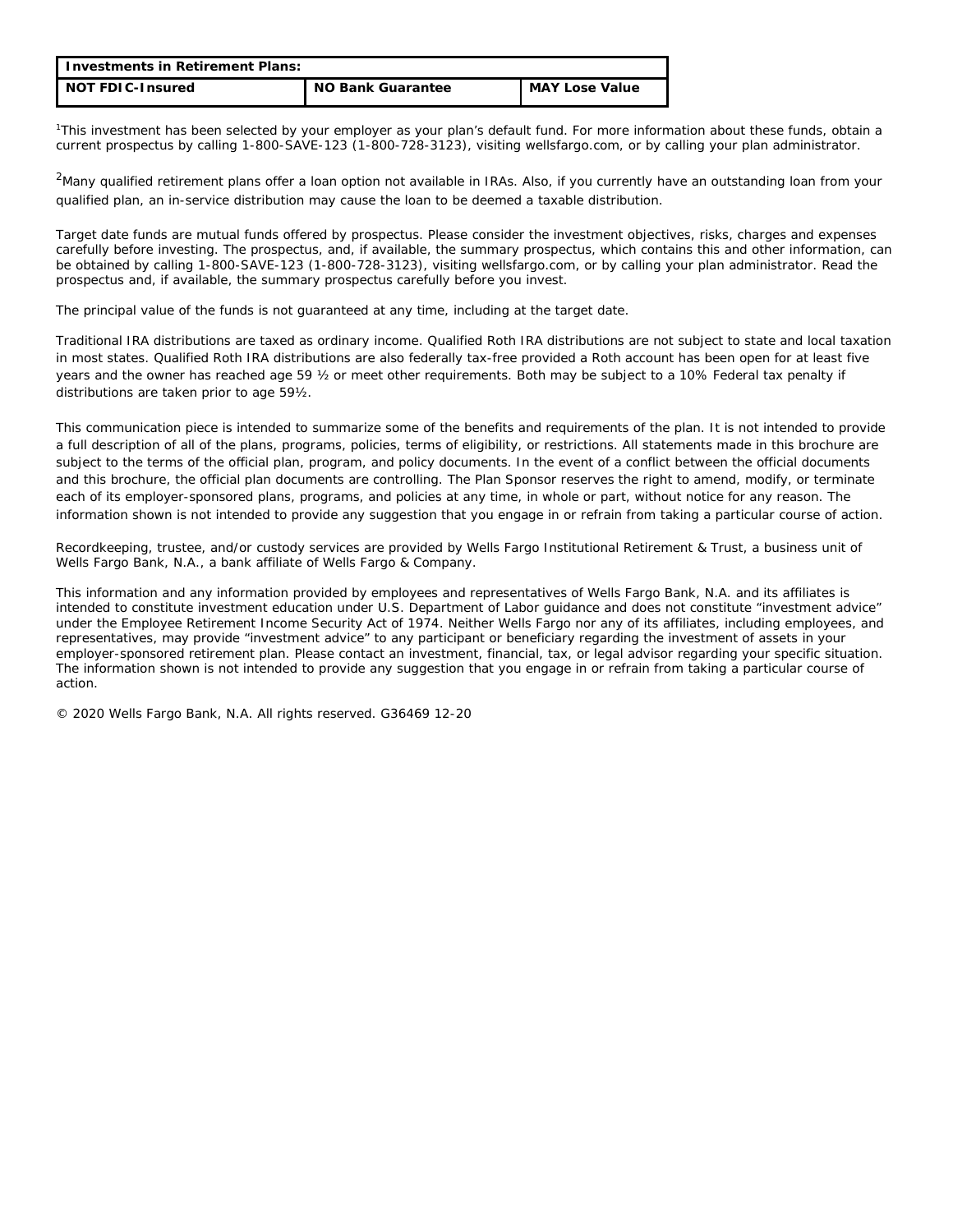| Investments in Retirement Plans: | | |
| --- | --- | --- |
| **NOT FDIC-Insured** | **NO Bank Guarantee** | **MAY Lose Value** |

[1]This investment has been selected by your employer as your plan's default fund. For more information about these funds, obtain a current prospectus by calling 1-800-SAVE-123 (1-800-728-3123), visiting wellsfargo.com, or by calling your plan administrator.

[2]Many qualified retirement plans offer a loan option not available in IRAs. Also, if you currently have an outstanding loan from your qualified plan, an in-service distribution may cause the loan to be deemed a taxable distribution.

Target date funds are mutual funds offered by prospectus. Please consider the investment objectives, risks, charges and expenses carefully before investing. The prospectus, and, if available, the summary prospectus, which contains this and other information, can be obtained by calling 1-800-SAVE-123 (1-800-728-3123), visiting wellsfargo.com, or by calling your plan administrator. Read the prospectus and, if available, the summary prospectus carefully before you invest.

The principal value of the funds is not guaranteed at any time, including at the target date.

Traditional IRA distributions are taxed as ordinary income. Qualified Roth IRA distributions are not subject to state and local taxation in most states. Qualified Roth IRA distributions are also federally tax-free provided a Roth account has been open for at least five years and the owner has reached age 59 ½ or meet other requirements. Both may be subject to a 10% Federal tax penalty if distributions are taken prior to age 59½.

This communication piece is intended to summarize some of the benefits and requirements of the plan. It is not intended to provide a full description of all of the plans, programs, policies, terms of eligibility, or restrictions. All statements made in this brochure are subject to the terms of the official plan, program, and policy documents. In the event of a conflict between the official documents and this brochure, the official plan documents are controlling. The Plan Sponsor reserves the right to amend, modify, or terminate each of its employer-sponsored plans, programs, and policies at any time, in whole or part, without notice for any reason. The information shown is not intended to provide any suggestion that you engage in or refrain from taking a particular course of action.

Recordkeeping, trustee, and/or custody services are provided by Wells Fargo Institutional Retirement & Trust, a business unit of Wells Fargo Bank, N.A., a bank affiliate of Wells Fargo & Company.

This information and any information provided by employees and representatives of Wells Fargo Bank, N.A. and its affiliates is intended to constitute investment education under U.S. Department of Labor guidance and does not constitute "investment advice" under the Employee Retirement Income Security Act of 1974. Neither Wells Fargo nor any of its affiliates, including employees, and representatives, may provide "investment advice" to any participant or beneficiary regarding the investment of assets in your employer-sponsored retirement plan. Please contact an investment, financial, tax, or legal advisor regarding your specific situation. The information shown is not intended to provide any suggestion that you engage in or refrain from taking a particular course of action.

© 2020 Wells Fargo Bank, N.A. All rights reserved. G36469 12-20